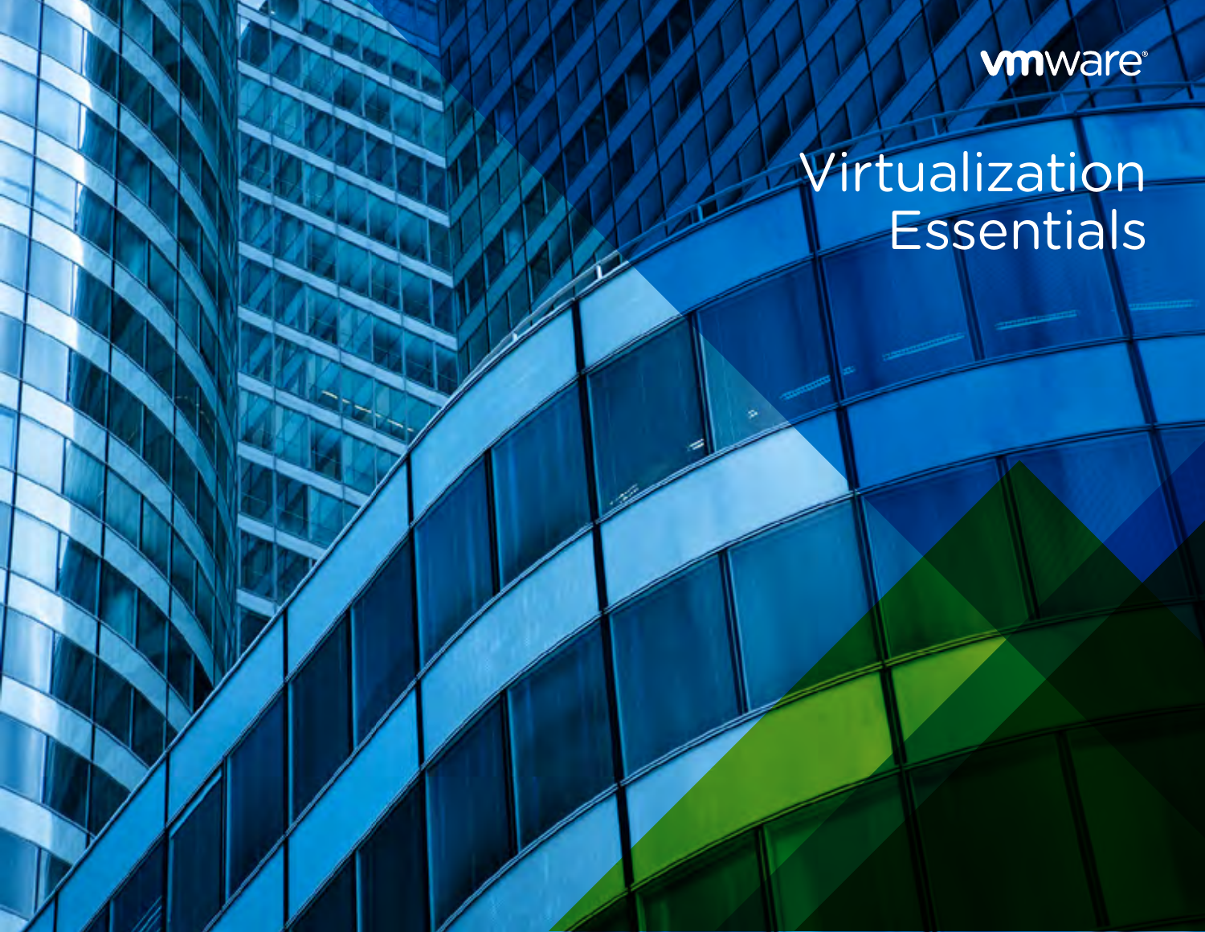vmware®

# Virtualization Essentials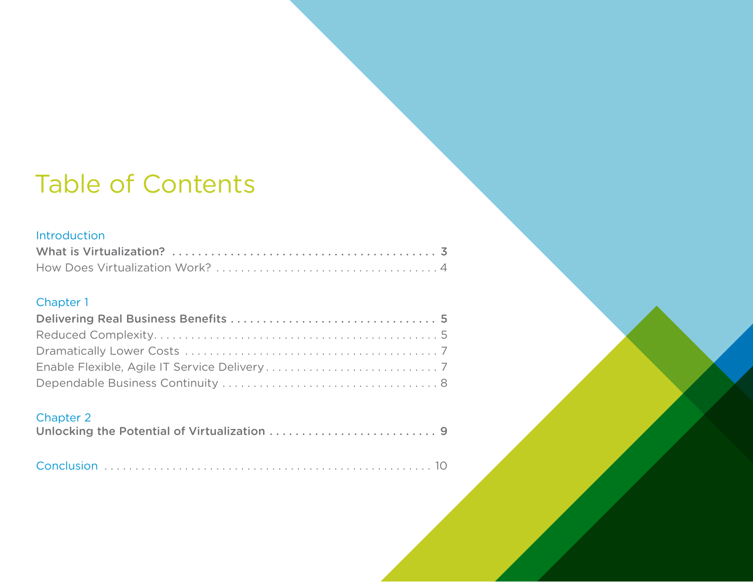# Table of Contents

Introduction

**What is Virtualization? .......................................... 3**

How Does Virtualization Work? ..................................... 4

Chapter 1

**Delivering Real Business Benefits ................................ 5**

Reduced Complexity............................................. 5

Dramatically Lower Costs ......................................... 7

Enable Flexible, Agile IT Service Delivery ............................. 7

Dependable Business Continuity ................................... 8

Chapter 2

**Unlocking the Potential of Virtualization .......................... 9**

Conclusion ..................................................... 10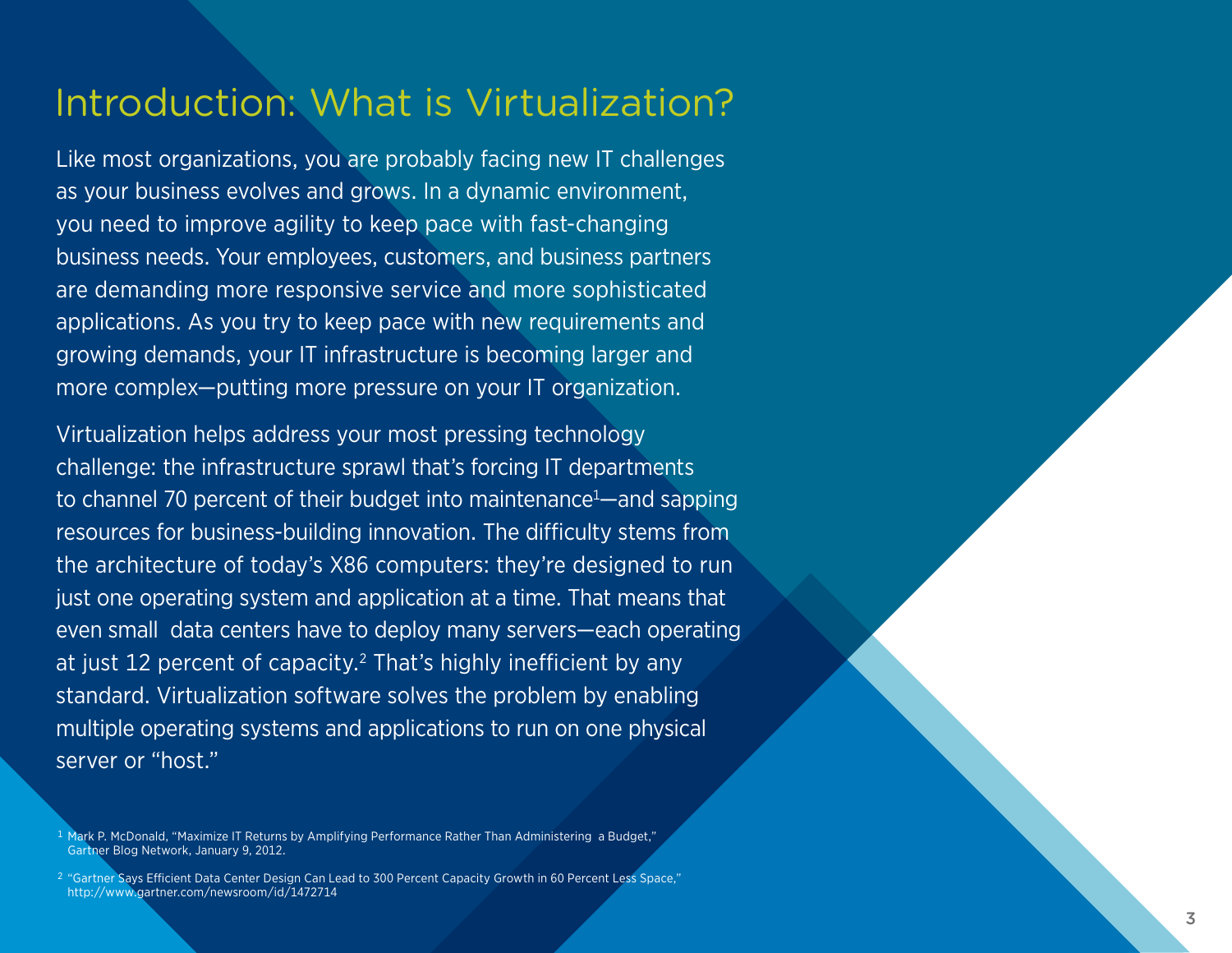# Introduction: What is Virtualization?

Like most organizations, you are probably facing new IT challenges as your business evolves and grows. In a dynamic environment, you need to improve agility to keep pace with fast-changing business needs. Your employees, customers, and business partners are demanding more responsive service and more sophisticated applications. As you try to keep pace with new requirements and growing demands, your IT infrastructure is becoming larger and more complex—putting more pressure on your IT organization.

Virtualization helps address your most pressing technology challenge: the infrastructure sprawl that's forcing IT departments to channel 70 percent of their budget into maintenance[1]—and sapping resources for business-building innovation. The difficulty stems from the architecture of today's X86 computers: they're designed to run just one operating system and application at a time. That means that even small data centers have to deploy many servers—each operating at just 12 percent of capacity.[2] That's highly inefficient by any standard. Virtualization software solves the problem by enabling multiple operating systems and applications to run on one physical server or "host."

[1] Mark P. McDonald, "Maximize IT Returns by Amplifying Performance Rather Than Administering a Budget," Gartner Blog Network, January 9, 2012.

[2] "Gartner Says Efficient Data Center Design Can Lead to 300 Percent Capacity Growth in 60 Percent Less Space," http://www.gartner.com/newsroom/id/1472714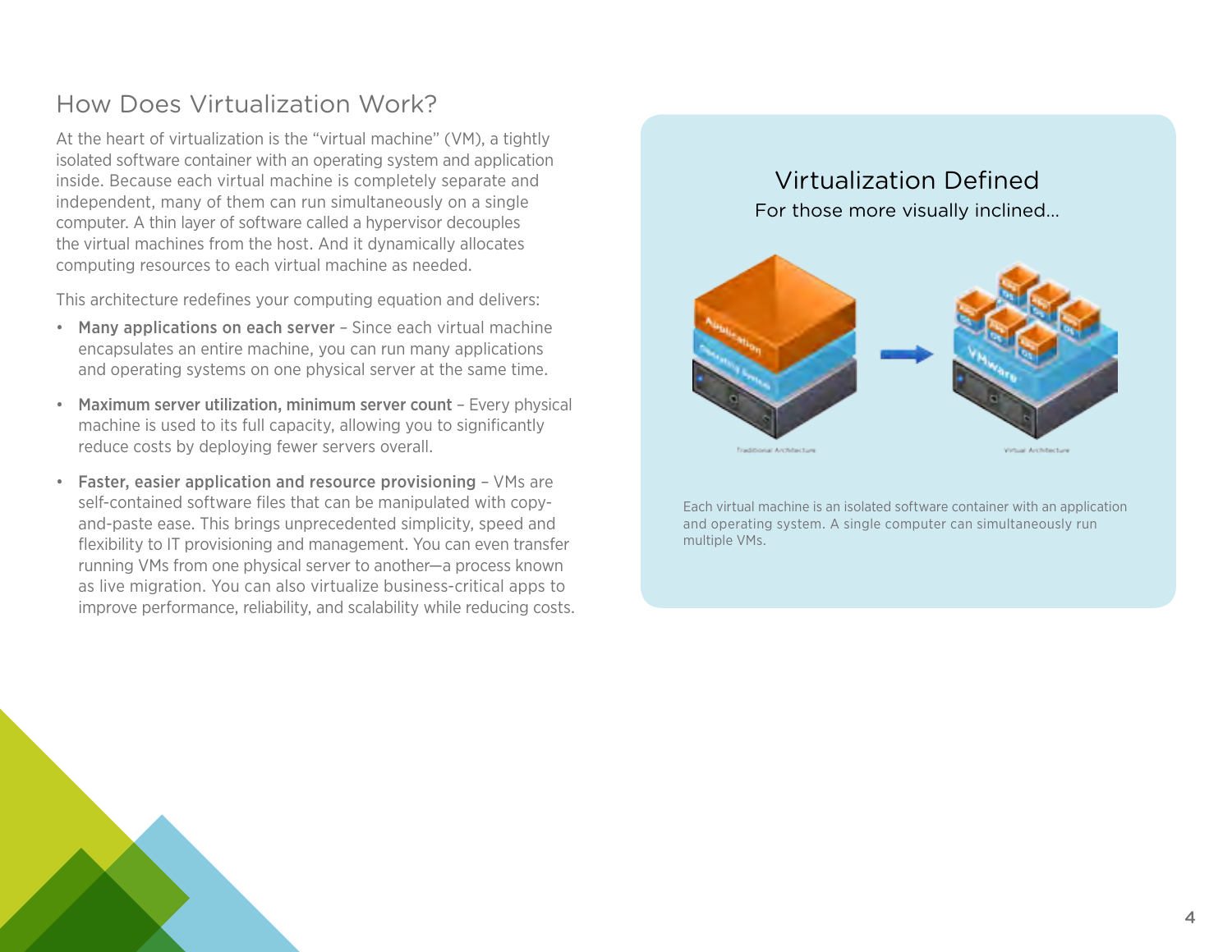## How Does Virtualization Work?

At the heart of virtualization is the "virtual machine" (VM), a tightly isolated software container with an operating system and application inside. Because each virtual machine is completely separate and independent, many of them can run simultaneously on a single computer. A thin layer of software called a hypervisor decouples the virtual machines from the host. And it dynamically allocates computing resources to each virtual machine as needed.

This architecture redefines your computing equation and delivers:

- **Many applications on each server** – Since each virtual machine encapsulates an entire machine, you can run many applications and operating systems on one physical server at the same time.
- **Maximum server utilization, minimum server count** – Every physical machine is used to its full capacity, allowing you to significantly reduce costs by deploying fewer servers overall.
- **Faster, easier application and resource provisioning** – VMs are self-contained software files that can be manipulated with copy-and-paste ease. This brings unprecedented simplicity, speed and flexibility to IT provisioning and management. You can even transfer running VMs from one physical server to another—a process known as live migration. You can also virtualize business-critical apps to improve performance, reliability, and scalability while reducing costs.

### Virtualization Defined

For those more visually inclined...

Each virtual machine is an isolated software container with an application and operating system. A single computer can simultaneously run multiple VMs.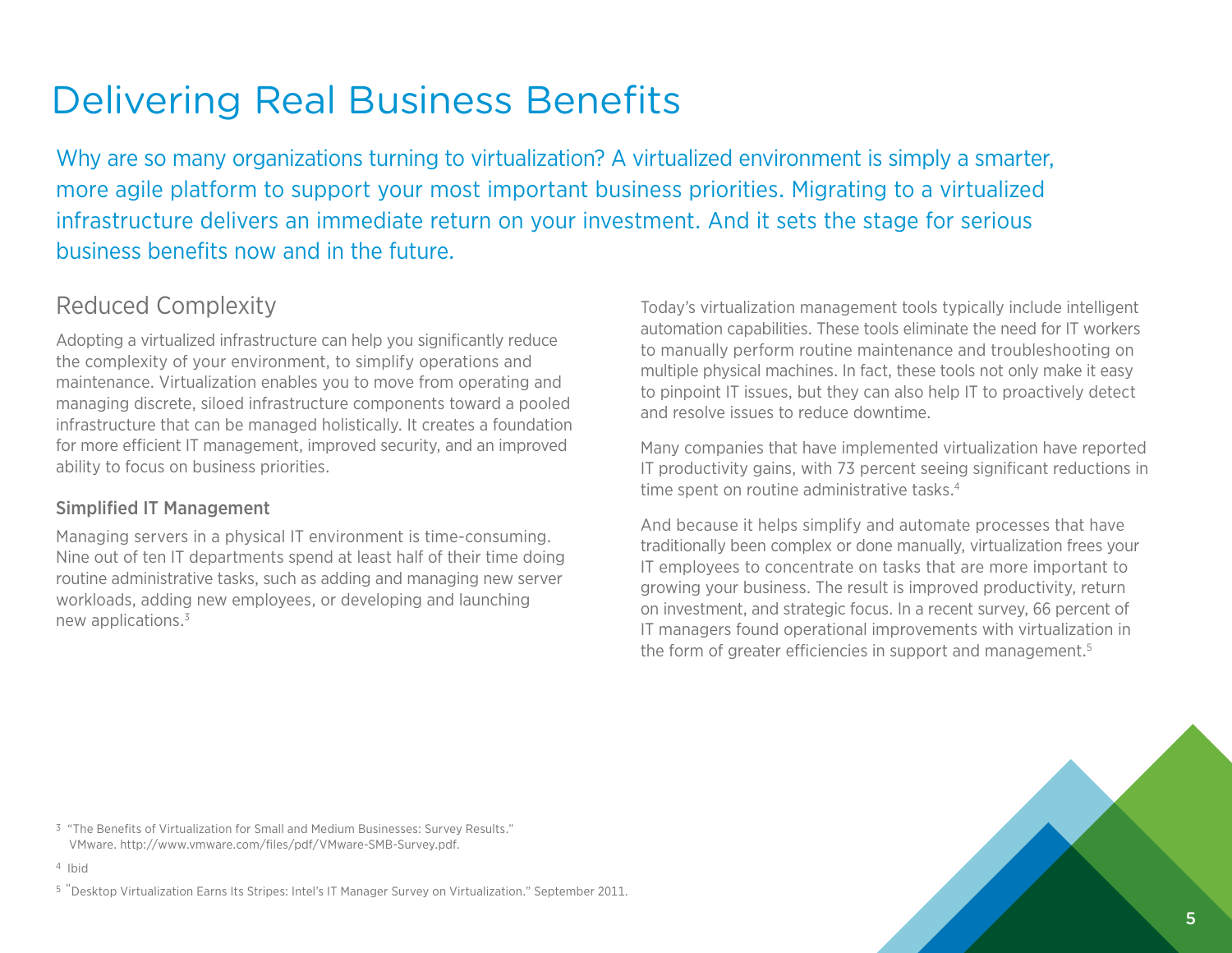# Delivering Real Business Benefits

Why are so many organizations turning to virtualization? A virtualized environment is simply a smarter, more agile platform to support your most important business priorities. Migrating to a virtualized infrastructure delivers an immediate return on your investment. And it sets the stage for serious business benefits now and in the future.

## Reduced Complexity

Adopting a virtualized infrastructure can help you significantly reduce the complexity of your environment, to simplify operations and maintenance. Virtualization enables you to move from operating and managing discrete, siloed infrastructure components toward a pooled infrastructure that can be managed holistically. It creates a foundation for more efficient IT management, improved security, and an improved ability to focus on business priorities.

### Simplified IT Management

Managing servers in a physical IT environment is time-consuming. Nine out of ten IT departments spend at least half of their time doing routine administrative tasks, such as adding and managing new server workloads, adding new employees, or developing and launching new applications.[3]

Today's virtualization management tools typically include intelligent automation capabilities. These tools eliminate the need for IT workers to manually perform routine maintenance and troubleshooting on multiple physical machines. In fact, these tools not only make it easy to pinpoint IT issues, but they can also help IT to proactively detect and resolve issues to reduce downtime.

Many companies that have implemented virtualization have reported IT productivity gains, with 73 percent seeing significant reductions in time spent on routine administrative tasks.[4]

And because it helps simplify and automate processes that have traditionally been complex or done manually, virtualization frees your IT employees to concentrate on tasks that are more important to growing your business. The result is improved productivity, return on investment, and strategic focus. In a recent survey, 66 percent of IT managers found operational improvements with virtualization in the form of greater efficiencies in support and management.[5]

---

[3] "The Benefits of Virtualization for Small and Medium Businesses: Survey Results." VMware. http://www.vmware.com/files/pdf/VMware-SMB-Survey.pdf.

[4] Ibid

[5] "Desktop Virtualization Earns Its Stripes: Intel's IT Manager Survey on Virtualization." September 2011.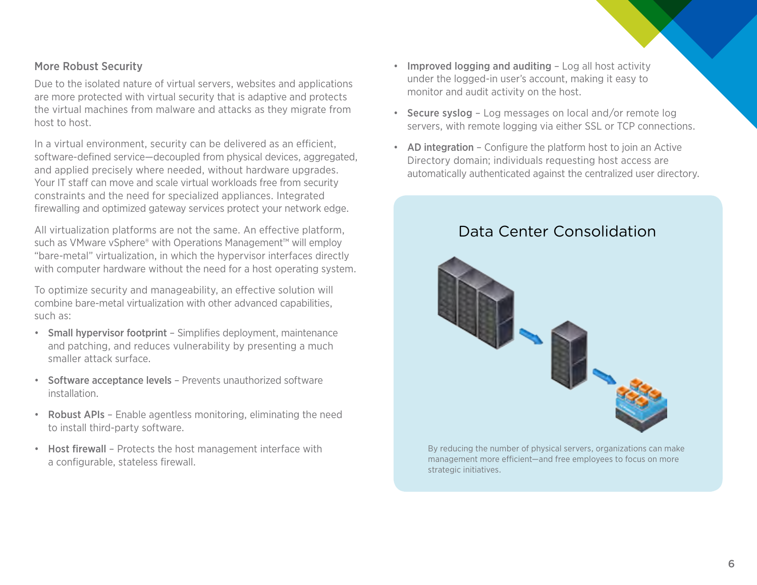## More Robust Security

Due to the isolated nature of virtual servers, websites and applications are more protected with virtual security that is adaptive and protects the virtual machines from malware and attacks as they migrate from host to host.

In a virtual environment, security can be delivered as an efficient, software-defined service—decoupled from physical devices, aggregated, and applied precisely where needed, without hardware upgrades. Your IT staff can move and scale virtual workloads free from security constraints and the need for specialized appliances. Integrated firewalling and optimized gateway services protect your network edge.

All virtualization platforms are not the same. An effective platform, such as VMware vSphere® with Operations Management™ will employ "bare-metal" virtualization, in which the hypervisor interfaces directly with computer hardware without the need for a host operating system.

To optimize security and manageability, an effective solution will combine bare-metal virtualization with other advanced capabilities, such as:

- **Small hypervisor footprint** – Simplifies deployment, maintenance and patching, and reduces vulnerability by presenting a much smaller attack surface.
- **Software acceptance levels** – Prevents unauthorized software installation.
- **Robust APIs** – Enable agentless monitoring, eliminating the need to install third-party software.
- **Host firewall** – Protects the host management interface with a configurable, stateless firewall.
- **Improved logging and auditing** – Log all host activity under the logged-in user's account, making it easy to monitor and audit activity on the host.
- **Secure syslog** – Log messages on local and/or remote log servers, with remote logging via either SSL or TCP connections.
- **AD integration** – Configure the platform host to join an Active Directory domain; individuals requesting host access are automatically authenticated against the centralized user directory.

### Data Center Consolidation

By reducing the number of physical servers, organizations can make management more efficient—and free employees to focus on more strategic initiatives.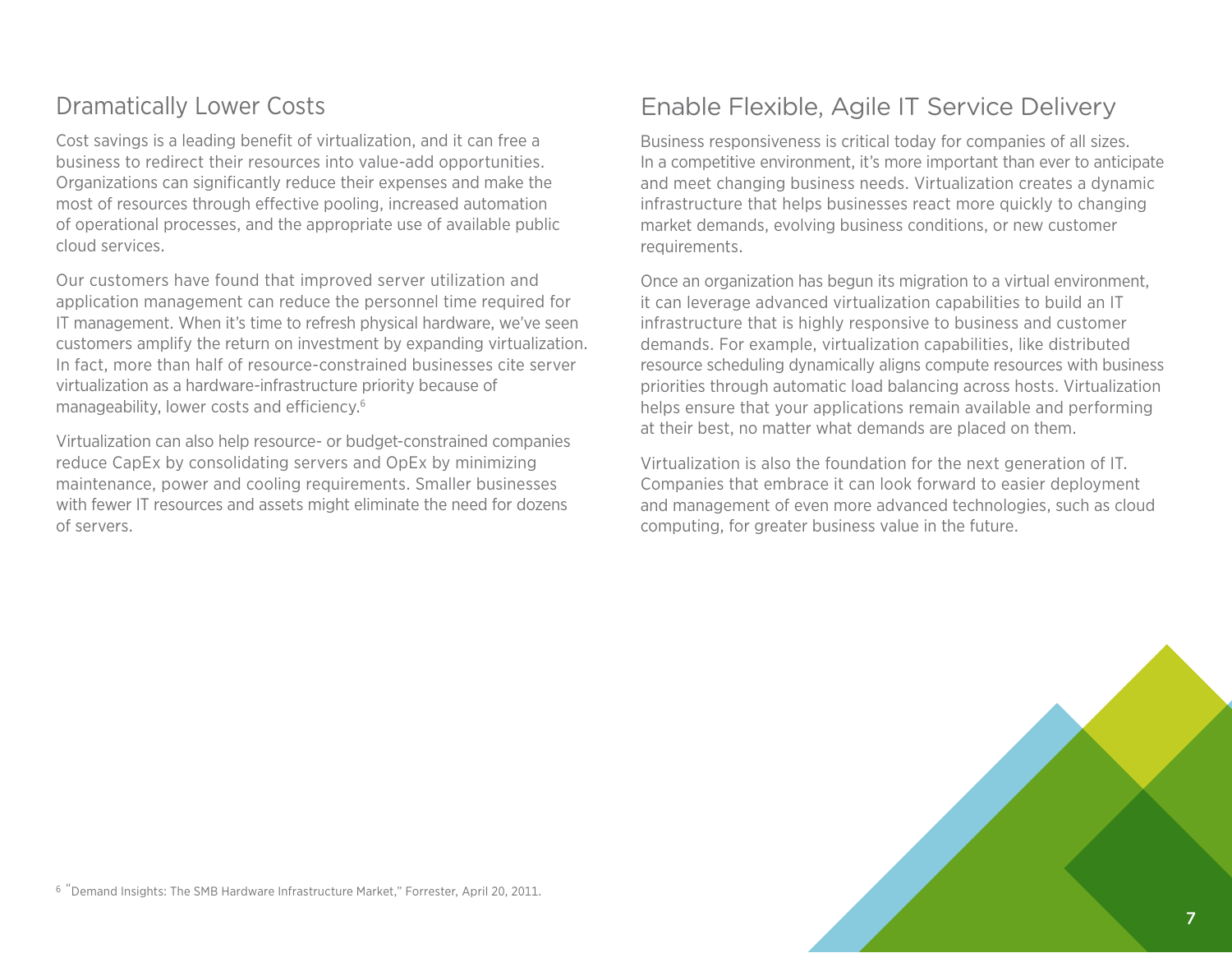## Dramatically Lower Costs

Cost savings is a leading benefit of virtualization, and it can free a business to redirect their resources into value-add opportunities. Organizations can significantly reduce their expenses and make the most of resources through effective pooling, increased automation of operational processes, and the appropriate use of available public cloud services.

Our customers have found that improved server utilization and application management can reduce the personnel time required for IT management. When it's time to refresh physical hardware, we've seen customers amplify the return on investment by expanding virtualization. In fact, more than half of resource-constrained businesses cite server virtualization as a hardware-infrastructure priority because of manageability, lower costs and efficiency.[6]

Virtualization can also help resource- or budget-constrained companies reduce CapEx by consolidating servers and OpEx by minimizing maintenance, power and cooling requirements. Smaller businesses with fewer IT resources and assets might eliminate the need for dozens of servers.

## Enable Flexible, Agile IT Service Delivery

Business responsiveness is critical today for companies of all sizes. In a competitive environment, it's more important than ever to anticipate and meet changing business needs. Virtualization creates a dynamic infrastructure that helps businesses react more quickly to changing market demands, evolving business conditions, or new customer requirements.

Once an organization has begun its migration to a virtual environment, it can leverage advanced virtualization capabilities to build an IT infrastructure that is highly responsive to business and customer demands. For example, virtualization capabilities, like distributed resource scheduling dynamically aligns compute resources with business priorities through automatic load balancing across hosts. Virtualization helps ensure that your applications remain available and performing at their best, no matter what demands are placed on them.

Virtualization is also the foundation for the next generation of IT. Companies that embrace it can look forward to easier deployment and management of even more advanced technologies, such as cloud computing, for greater business value in the future.

[6] "Demand Insights: The SMB Hardware Infrastructure Market," Forrester, April 20, 2011.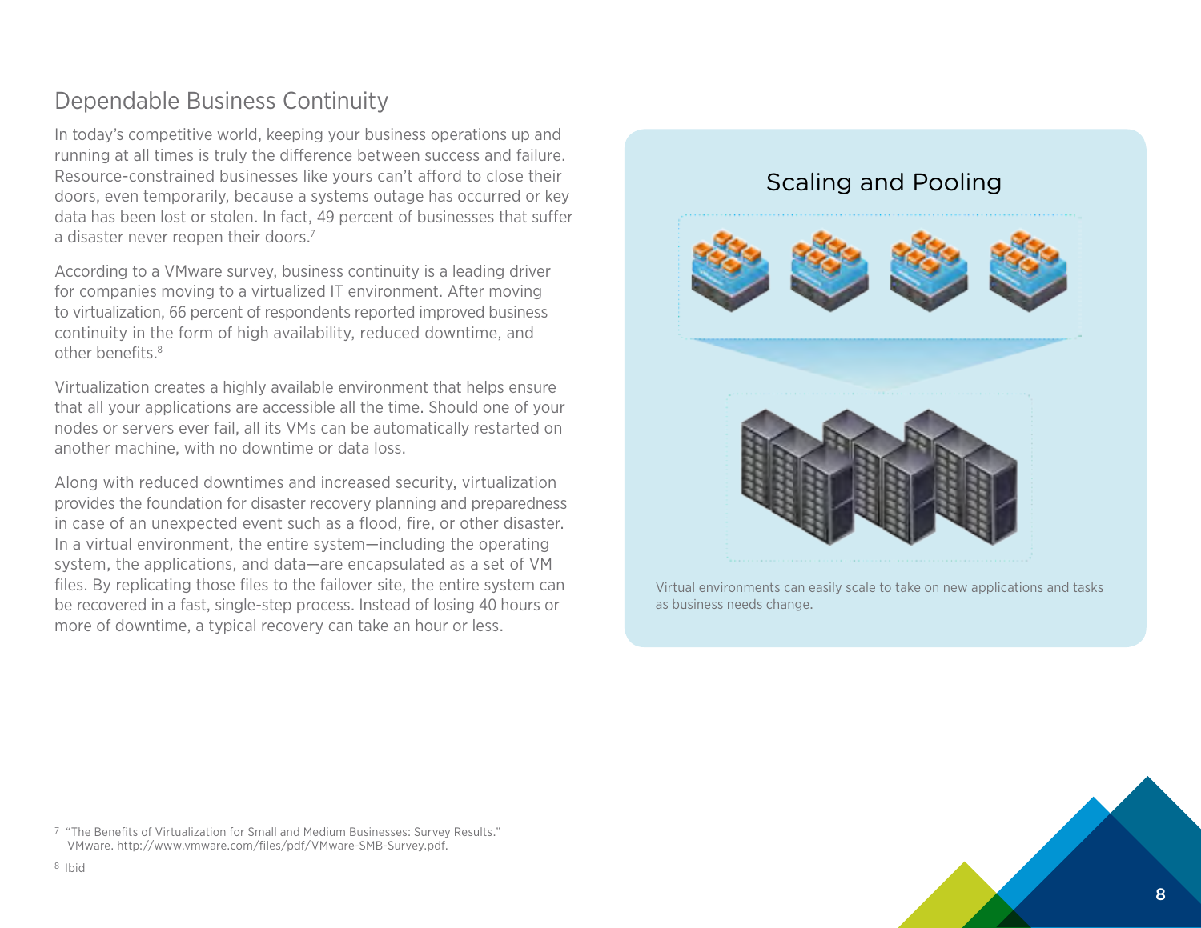## Dependable Business Continuity

In today's competitive world, keeping your business operations up and running at all times is truly the difference between success and failure. Resource-constrained businesses like yours can't afford to close their doors, even temporarily, because a systems outage has occurred or key data has been lost or stolen. In fact, 49 percent of businesses that suffer a disaster never reopen their doors.[7]

According to a VMware survey, business continuity is a leading driver for companies moving to a virtualized IT environment. After moving to virtualization, 66 percent of respondents reported improved business continuity in the form of high availability, reduced downtime, and other benefits.[8]

Virtualization creates a highly available environment that helps ensure that all your applications are accessible all the time. Should one of your nodes or servers ever fail, all its VMs can be automatically restarted on another machine, with no downtime or data loss.

Along with reduced downtimes and increased security, virtualization provides the foundation for disaster recovery planning and preparedness in case of an unexpected event such as a flood, fire, or other disaster. In a virtual environment, the entire system—including the operating system, the applications, and data—are encapsulated as a set of VM files. By replicating those files to the failover site, the entire system can be recovered in a fast, single-step process. Instead of losing 40 hours or more of downtime, a typical recovery can take an hour or less.

### Scaling and Pooling

Virtual environments can easily scale to take on new applications and tasks as business needs change.

[7] "The Benefits of Virtualization for Small and Medium Businesses: Survey Results." VMware. http://www.vmware.com/files/pdf/VMware-SMB-Survey.pdf.

[8] Ibid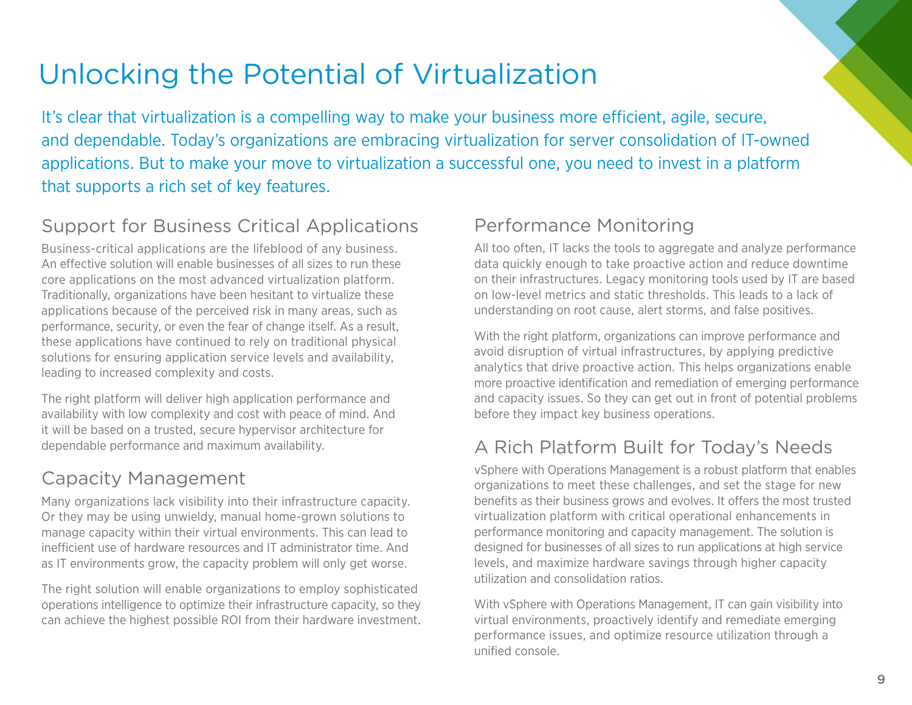# Unlocking the Potential of Virtualization

It's clear that virtualization is a compelling way to make your business more efficient, agile, secure, and dependable. Today's organizations are embracing virtualization for server consolidation of IT-owned applications. But to make your move to virtualization a successful one, you need to invest in a platform that supports a rich set of key features.

## Support for Business Critical Applications

Business-critical applications are the lifeblood of any business. An effective solution will enable businesses of all sizes to run these core applications on the most advanced virtualization platform. Traditionally, organizations have been hesitant to virtualize these applications because of the perceived risk in many areas, such as performance, security, or even the fear of change itself. As a result, these applications have continued to rely on traditional physical solutions for ensuring application service levels and availability, leading to increased complexity and costs.

The right platform will deliver high application performance and availability with low complexity and cost with peace of mind. And it will be based on a trusted, secure hypervisor architecture for dependable performance and maximum availability.

## Capacity Management

Many organizations lack visibility into their infrastructure capacity. Or they may be using unwieldy, manual home-grown solutions to manage capacity within their virtual environments. This can lead to inefficient use of hardware resources and IT administrator time. And as IT environments grow, the capacity problem will only get worse.

The right solution will enable organizations to employ sophisticated operations intelligence to optimize their infrastructure capacity, so they can achieve the highest possible ROI from their hardware investment.

## Performance Monitoring

All too often, IT lacks the tools to aggregate and analyze performance data quickly enough to take proactive action and reduce downtime on their infrastructures. Legacy monitoring tools used by IT are based on low-level metrics and static thresholds. This leads to a lack of understanding on root cause, alert storms, and false positives.

With the right platform, organizations can improve performance and avoid disruption of virtual infrastructures, by applying predictive analytics that drive proactive action. This helps organizations enable more proactive identification and remediation of emerging performance and capacity issues. So they can get out in front of potential problems before they impact key business operations.

## A Rich Platform Built for Today's Needs

vSphere with Operations Management is a robust platform that enables organizations to meet these challenges, and set the stage for new benefits as their business grows and evolves. It offers the most trusted virtualization platform with critical operational enhancements in performance monitoring and capacity management. The solution is designed for businesses of all sizes to run applications at high service levels, and maximize hardware savings through higher capacity utilization and consolidation ratios.

With vSphere with Operations Management, IT can gain visibility into virtual environments, proactively identify and remediate emerging performance issues, and optimize resource utilization through a unified console.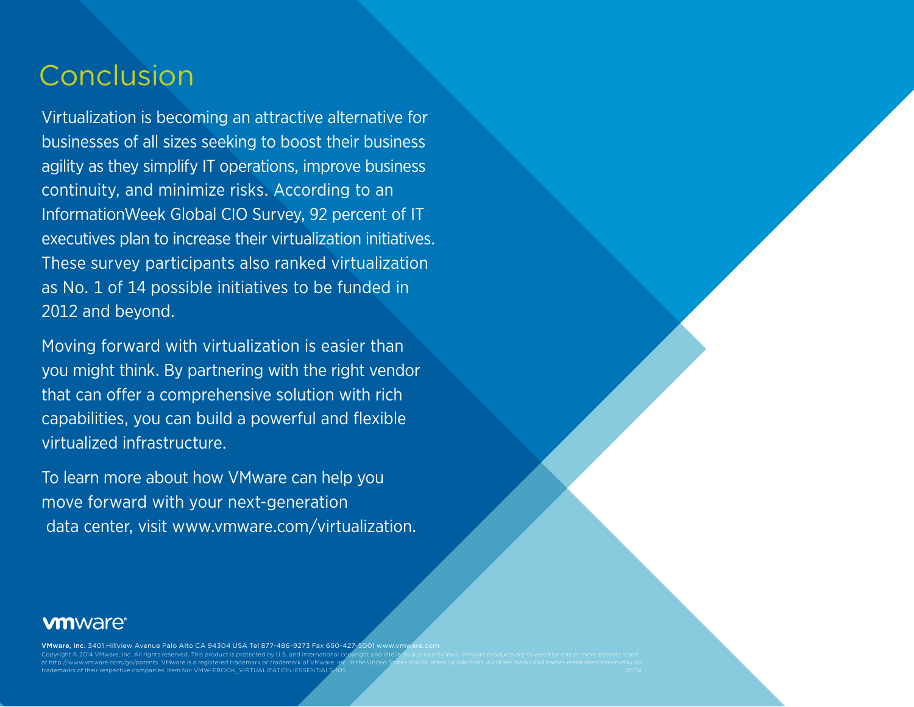# Conclusion

Virtualization is becoming an attractive alternative for businesses of all sizes seeking to boost their business agility as they simplify IT operations, improve business continuity, and minimize risks. According to an InformationWeek Global CIO Survey, 92 percent of IT executives plan to increase their virtualization initiatives. These survey participants also ranked virtualization as No. 1 of 14 possible initiatives to be funded in 2012 and beyond.

Moving forward with virtualization is easier than you might think. By partnering with the right vendor that can offer a comprehensive solution with rich capabilities, you can build a powerful and flexible virtualized infrastructure.

To learn more about how VMware can help you move forward with your next-generation data center, visit www.vmware.com/virtualization.

vmware

**VMware, Inc.** 3401 Hillview Avenue Palo Alto CA 94304 USA Tel 877-486-9273 Fax 650-427-5001 www.vmware.com
Copyright © 2014 VMware, Inc. All rights reserved. This product is protected by U.S. and international copyright and intellectual property laws. VMware products are covered by one or more patents listed at http://www.vmware.com/go/patents. VMware is a registered trademark or trademark of VMware, Inc. in the United States and/or other jurisdictions. All other marks and names mentioned herein may be trademarks of their respective companies. Item No: VMW-EBOOK_VIRTUALIZATION-ESSENTIALS-105 07/14